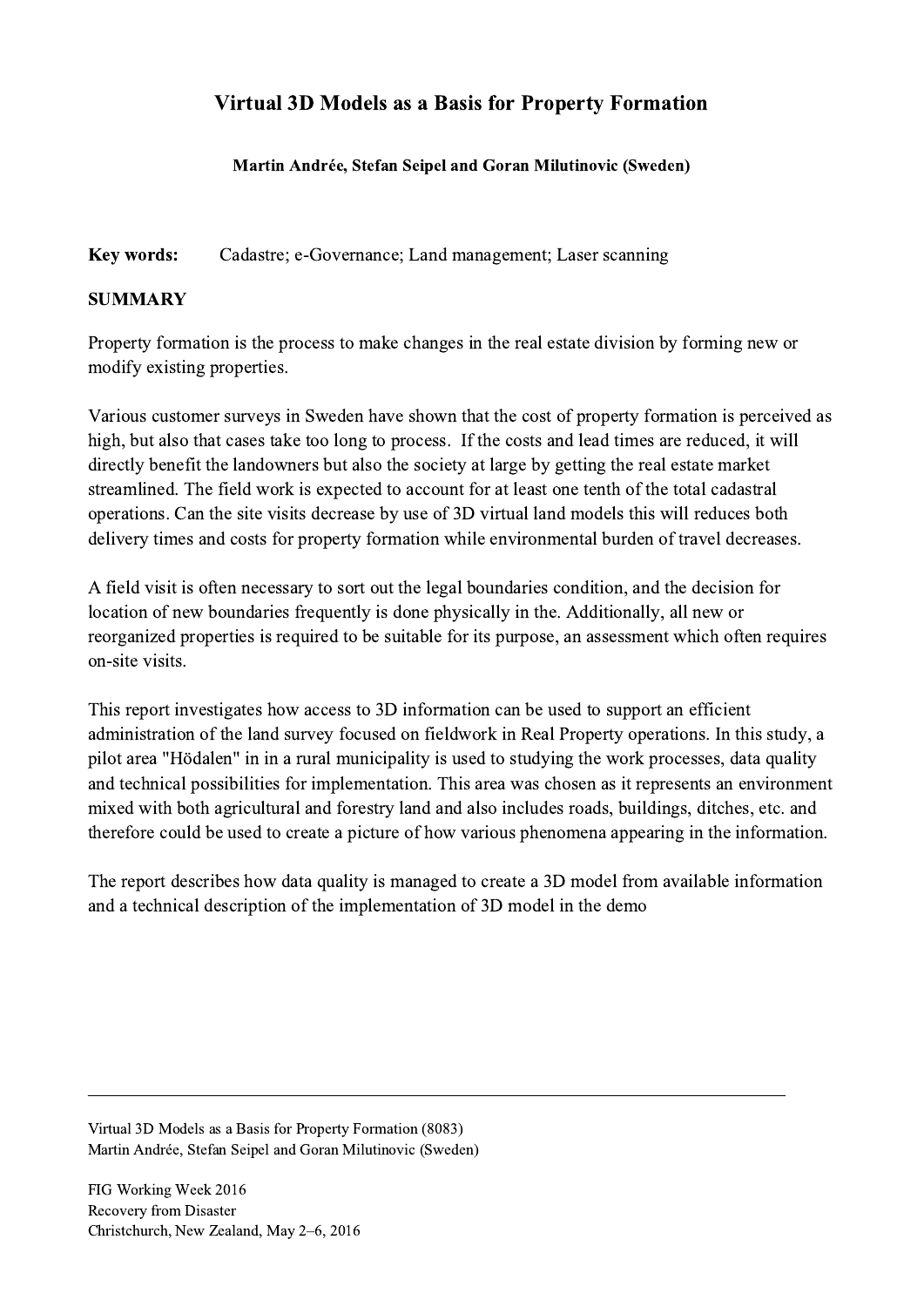# Virtual 3D Models as a Basis for Property Formation

**Martin Andrée, Stefan Seipel and Goran Milutinovic (Sweden)**

**Key words:** Cadastre; e-Governance; Land management; Laser scanning

## SUMMARY

Property formation is the process to make changes in the real estate division by forming new or modify existing properties.

Various customer surveys in Sweden have shown that the cost of property formation is perceived as high, but also that cases take too long to process. If the costs and lead times are reduced, it will directly benefit the landowners but also the society at large by getting the real estate market streamlined. The field work is expected to account for at least one tenth of the total cadastral operations. Can the site visits decrease by use of 3D virtual land models this will reduces both delivery times and costs for property formation while environmental burden of travel decreases.

A field visit is often necessary to sort out the legal boundaries condition, and the decision for location of new boundaries frequently is done physically in the. Additionally, all new or reorganized properties is required to be suitable for its purpose, an assessment which often requires on-site visits.

This report investigates how access to 3D information can be used to support an efficient administration of the land survey focused on fieldwork in Real Property operations. In this study, a pilot area "Hödalen" in in a rural municipality is used to studying the work processes, data quality and technical possibilities for implementation. This area was chosen as it represents an environment mixed with both agricultural and forestry land and also includes roads, buildings, ditches, etc. and therefore could be used to create a picture of how various phenomena appearing in the information.

The report describes how data quality is managed to create a 3D model from available information and a technical description of the implementation of 3D model in the demo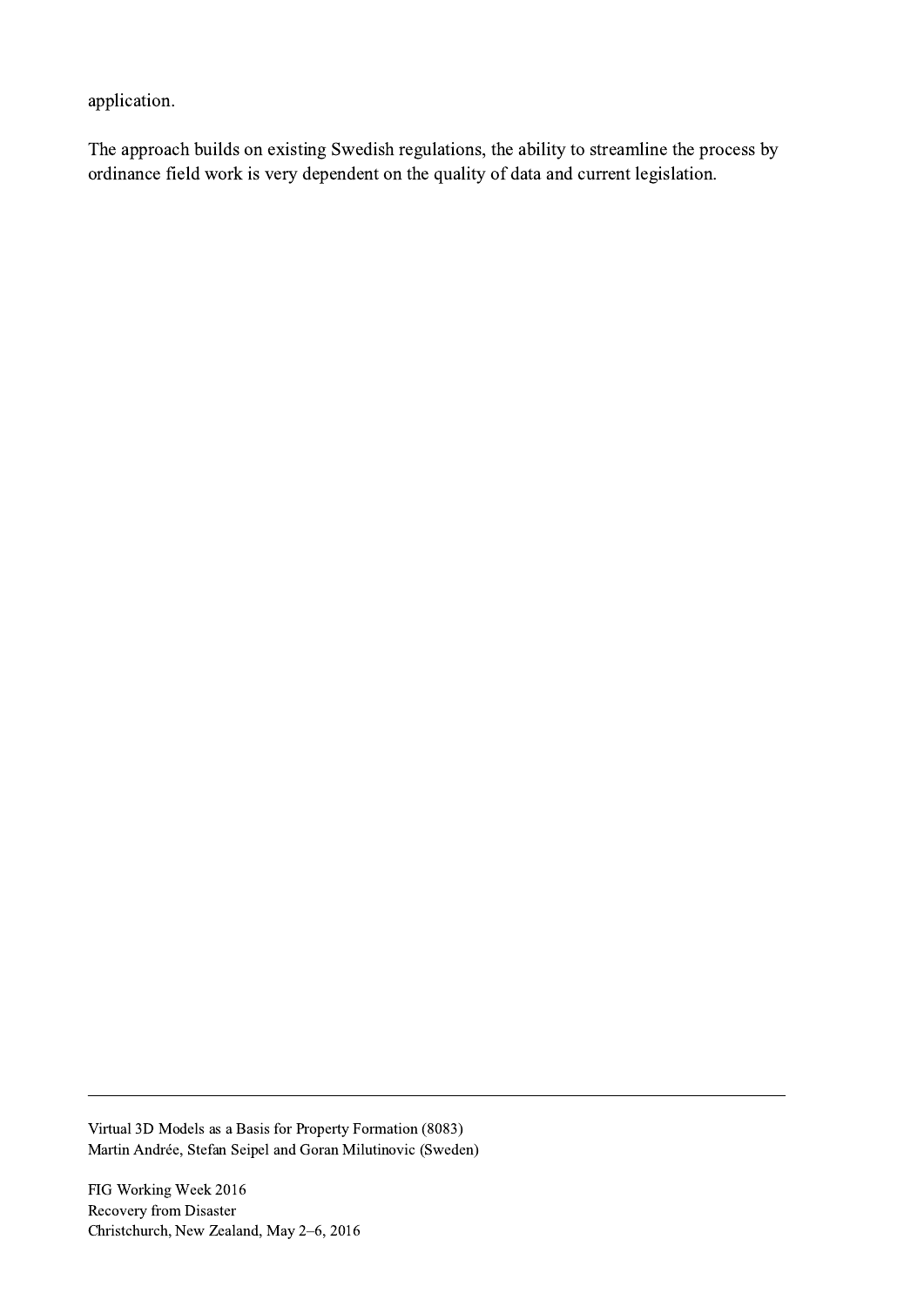application.

The approach builds on existing Swedish regulations, the ability to streamline the process by ordinance field work is very dependent on the quality of data and current legislation.